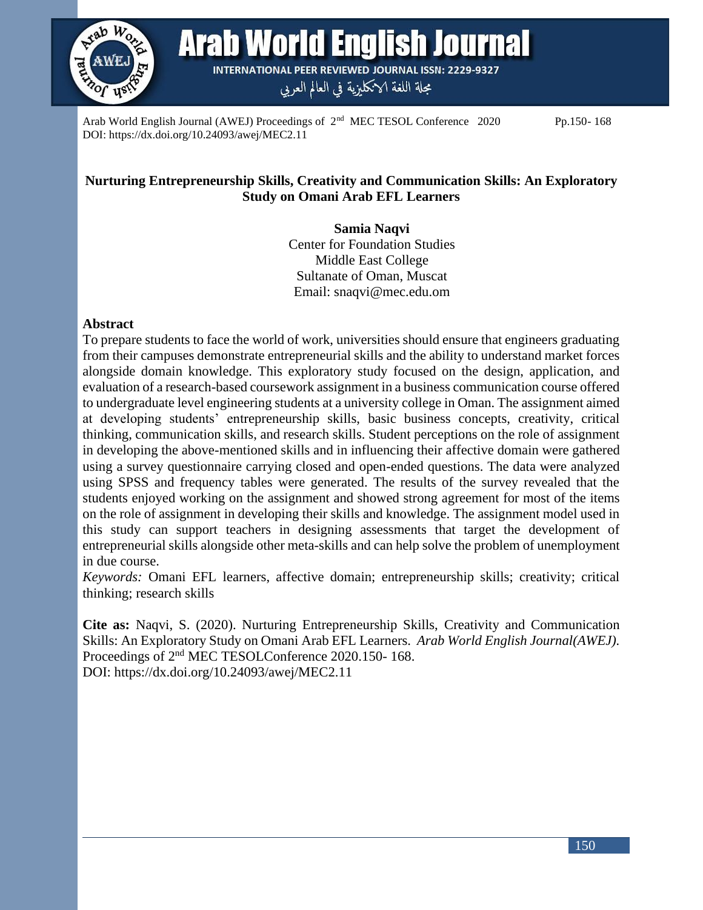# Nurturing Entrepreneurship Skills, Creativity and Communication Skills: An Exploratory Study on Omani Arab EFL Learners

**Samia Naqvi**
Center for Foundation Studies
Middle East College
Sultanate of Oman, Muscat
Email: snaqvi@mec.edu.om

## Abstract

To prepare students to face the world of work, universities should ensure that engineers graduating from their campuses demonstrate entrepreneurial skills and the ability to understand market forces alongside domain knowledge. This exploratory study focused on the design, application, and evaluation of a research-based coursework assignment in a business communication course offered to undergraduate level engineering students at a university college in Oman. The assignment aimed at developing students' entrepreneurship skills, basic business concepts, creativity, critical thinking, communication skills, and research skills. Student perceptions on the role of assignment in developing the above-mentioned skills and in influencing their affective domain were gathered using a survey questionnaire carrying closed and open-ended questions. The data were analyzed using SPSS and frequency tables were generated. The results of the survey revealed that the students enjoyed working on the assignment and showed strong agreement for most of the items on the role of assignment in developing their skills and knowledge. The assignment model used in this study can support teachers in designing assessments that target the development of entrepreneurial skills alongside other meta-skills and can help solve the problem of unemployment in due course.

*Keywords:* Omani EFL learners, affective domain; entrepreneurship skills; creativity; critical thinking; research skills

**Cite as:** Naqvi, S. (2020). Nurturing Entrepreneurship Skills, Creativity and Communication Skills: An Exploratory Study on Omani Arab EFL Learners. *Arab World English Journal(AWEJ).* Proceedings of 2nd MEC TESOLConference 2020.150- 168.
DOI: https://dx.doi.org/10.24093/awej/MEC2.11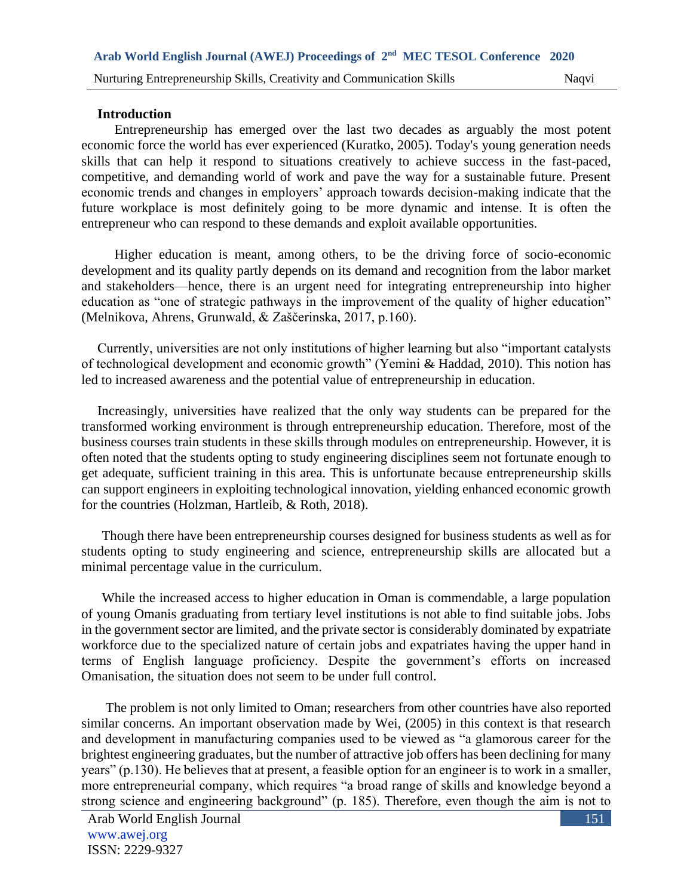## Introduction

Entrepreneurship has emerged over the last two decades as arguably the most potent economic force the world has ever experienced (Kuratko, 2005). Today's young generation needs skills that can help it respond to situations creatively to achieve success in the fast-paced, competitive, and demanding world of work and pave the way for a sustainable future. Present economic trends and changes in employers' approach towards decision-making indicate that the future workplace is most definitely going to be more dynamic and intense. It is often the entrepreneur who can respond to these demands and exploit available opportunities.

Higher education is meant, among others, to be the driving force of socio-economic development and its quality partly depends on its demand and recognition from the labor market and stakeholders—hence, there is an urgent need for integrating entrepreneurship into higher education as "one of strategic pathways in the improvement of the quality of higher education" (Melnikova, Ahrens, Grunwald, & Zaščerinska, 2017, p.160).

Currently, universities are not only institutions of higher learning but also "important catalysts of technological development and economic growth" (Yemini & Haddad, 2010). This notion has led to increased awareness and the potential value of entrepreneurship in education.

Increasingly, universities have realized that the only way students can be prepared for the transformed working environment is through entrepreneurship education. Therefore, most of the business courses train students in these skills through modules on entrepreneurship. However, it is often noted that the students opting to study engineering disciplines seem not fortunate enough to get adequate, sufficient training in this area. This is unfortunate because entrepreneurship skills can support engineers in exploiting technological innovation, yielding enhanced economic growth for the countries (Holzman, Hartleib, & Roth, 2018).

Though there have been entrepreneurship courses designed for business students as well as for students opting to study engineering and science, entrepreneurship skills are allocated but a minimal percentage value in the curriculum.

While the increased access to higher education in Oman is commendable, a large population of young Omanis graduating from tertiary level institutions is not able to find suitable jobs. Jobs in the government sector are limited, and the private sector is considerably dominated by expatriate workforce due to the specialized nature of certain jobs and expatriates having the upper hand in terms of English language proficiency. Despite the government's efforts on increased Omanisation, the situation does not seem to be under full control.

The problem is not only limited to Oman; researchers from other countries have also reported similar concerns. An important observation made by Wei, (2005) in this context is that research and development in manufacturing companies used to be viewed as "a glamorous career for the brightest engineering graduates, but the number of attractive job offers has been declining for many years" (p.130). He believes that at present, a feasible option for an engineer is to work in a smaller, more entrepreneurial company, which requires "a broad range of skills and knowledge beyond a strong science and engineering background" (p. 185). Therefore, even though the aim is not to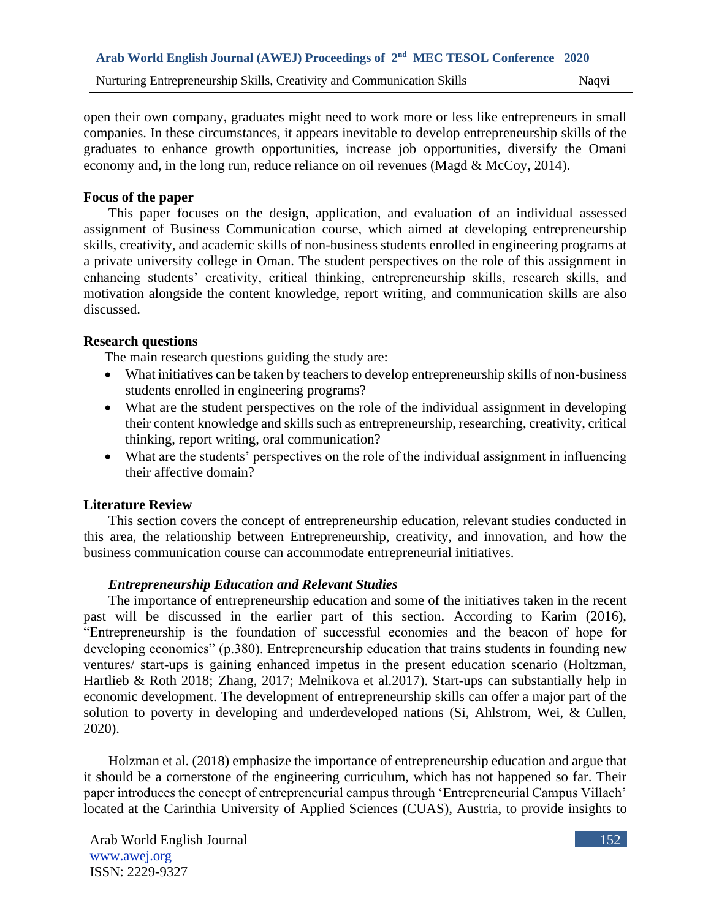open their own company, graduates might need to work more or less like entrepreneurs in small companies. In these circumstances, it appears inevitable to develop entrepreneurship skills of the graduates to enhance growth opportunities, increase job opportunities, diversify the Omani economy and, in the long run, reduce reliance on oil revenues (Magd & McCoy, 2014).

## Focus of the paper

This paper focuses on the design, application, and evaluation of an individual assessed assignment of Business Communication course, which aimed at developing entrepreneurship skills, creativity, and academic skills of non-business students enrolled in engineering programs at a private university college in Oman. The student perspectives on the role of this assignment in enhancing students' creativity, critical thinking, entrepreneurship skills, research skills, and motivation alongside the content knowledge, report writing, and communication skills are also discussed.

## Research questions

The main research questions guiding the study are:

- What initiatives can be taken by teachers to develop entrepreneurship skills of non-business students enrolled in engineering programs?
- What are the student perspectives on the role of the individual assignment in developing their content knowledge and skills such as entrepreneurship, researching, creativity, critical thinking, report writing, oral communication?
- What are the students' perspectives on the role of the individual assignment in influencing their affective domain?

## Literature Review

This section covers the concept of entrepreneurship education, relevant studies conducted in this area, the relationship between Entrepreneurship, creativity, and innovation, and how the business communication course can accommodate entrepreneurial initiatives.

### *Entrepreneurship Education and Relevant Studies*

The importance of entrepreneurship education and some of the initiatives taken in the recent past will be discussed in the earlier part of this section. According to Karim (2016), "Entrepreneurship is the foundation of successful economies and the beacon of hope for developing economies" (p.380). Entrepreneurship education that trains students in founding new ventures/ start-ups is gaining enhanced impetus in the present education scenario (Holtzman, Hartlieb & Roth 2018; Zhang, 2017; Melnikova et al.2017). Start-ups can substantially help in economic development. The development of entrepreneurship skills can offer a major part of the solution to poverty in developing and underdeveloped nations (Si, Ahlstrom, Wei, & Cullen, 2020).

Holzman et al. (2018) emphasize the importance of entrepreneurship education and argue that it should be a cornerstone of the engineering curriculum, which has not happened so far. Their paper introduces the concept of entrepreneurial campus through 'Entrepreneurial Campus Villach' located at the Carinthia University of Applied Sciences (CUAS), Austria, to provide insights to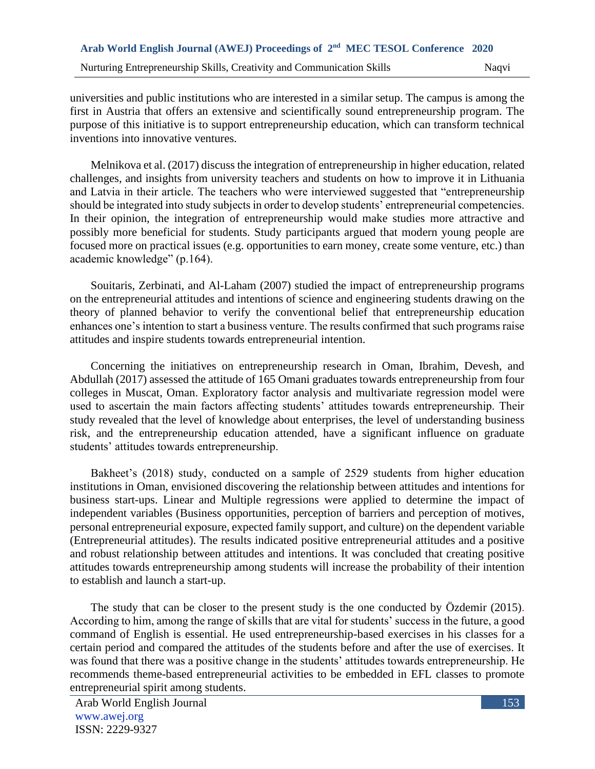universities and public institutions who are interested in a similar setup. The campus is among the first in Austria that offers an extensive and scientifically sound entrepreneurship program. The purpose of this initiative is to support entrepreneurship education, which can transform technical inventions into innovative ventures.

Melnikova et al. (2017) discuss the integration of entrepreneurship in higher education, related challenges, and insights from university teachers and students on how to improve it in Lithuania and Latvia in their article. The teachers who were interviewed suggested that "entrepreneurship should be integrated into study subjects in order to develop students' entrepreneurial competencies. In their opinion, the integration of entrepreneurship would make studies more attractive and possibly more beneficial for students. Study participants argued that modern young people are focused more on practical issues (e.g. opportunities to earn money, create some venture, etc.) than academic knowledge" (p.164).

Souitaris, Zerbinati, and Al-Laham (2007) studied the impact of entrepreneurship programs on the entrepreneurial attitudes and intentions of science and engineering students drawing on the theory of planned behavior to verify the conventional belief that entrepreneurship education enhances one's intention to start a business venture. The results confirmed that such programs raise attitudes and inspire students towards entrepreneurial intention.

Concerning the initiatives on entrepreneurship research in Oman, Ibrahim, Devesh, and Abdullah (2017) assessed the attitude of 165 Omani graduates towards entrepreneurship from four colleges in Muscat, Oman. Exploratory factor analysis and multivariate regression model were used to ascertain the main factors affecting students' attitudes towards entrepreneurship. Their study revealed that the level of knowledge about enterprises, the level of understanding business risk, and the entrepreneurship education attended, have a significant influence on graduate students' attitudes towards entrepreneurship.

Bakheet's (2018) study, conducted on a sample of 2529 students from higher education institutions in Oman, envisioned discovering the relationship between attitudes and intentions for business start-ups. Linear and Multiple regressions were applied to determine the impact of independent variables (Business opportunities, perception of barriers and perception of motives, personal entrepreneurial exposure, expected family support, and culture) on the dependent variable (Entrepreneurial attitudes). The results indicated positive entrepreneurial attitudes and a positive and robust relationship between attitudes and intentions. It was concluded that creating positive attitudes towards entrepreneurship among students will increase the probability of their intention to establish and launch a start-up.

The study that can be closer to the present study is the one conducted by Özdemir (2015). According to him, among the range of skills that are vital for students' success in the future, a good command of English is essential. He used entrepreneurship-based exercises in his classes for a certain period and compared the attitudes of the students before and after the use of exercises. It was found that there was a positive change in the students' attitudes towards entrepreneurship. He recommends theme-based entrepreneurial activities to be embedded in EFL classes to promote entrepreneurial spirit among students.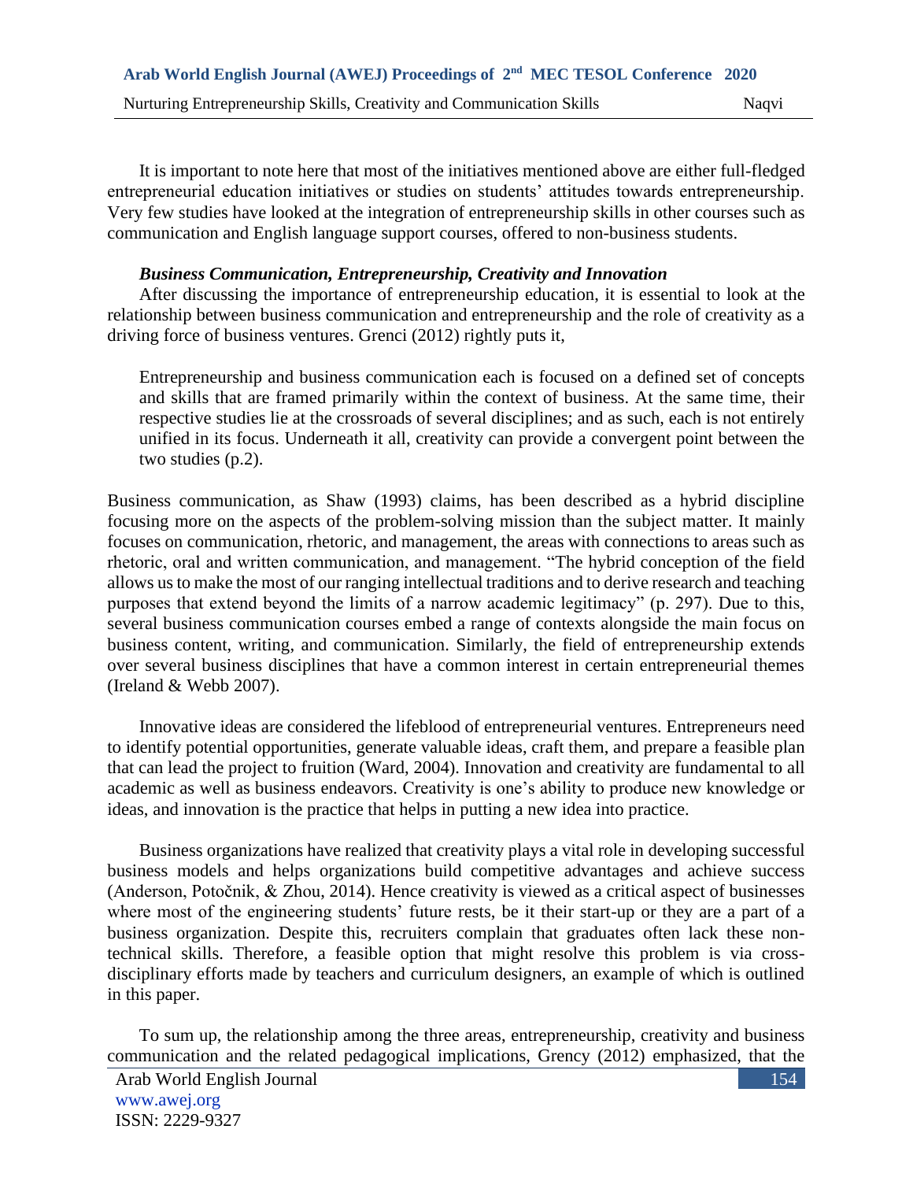It is important to note here that most of the initiatives mentioned above are either full-fledged entrepreneurial education initiatives or studies on students' attitudes towards entrepreneurship. Very few studies have looked at the integration of entrepreneurship skills in other courses such as communication and English language support courses, offered to non-business students.

***Business Communication, Entrepreneurship, Creativity and Innovation***

After discussing the importance of entrepreneurship education, it is essential to look at the relationship between business communication and entrepreneurship and the role of creativity as a driving force of business ventures. Grenci (2012) rightly puts it,

> Entrepreneurship and business communication each is focused on a defined set of concepts and skills that are framed primarily within the context of business. At the same time, their respective studies lie at the crossroads of several disciplines; and as such, each is not entirely unified in its focus. Underneath it all, creativity can provide a convergent point between the two studies (p.2).

Business communication, as Shaw (1993) claims, has been described as a hybrid discipline focusing more on the aspects of the problem-solving mission than the subject matter. It mainly focuses on communication, rhetoric, and management, the areas with connections to areas such as rhetoric, oral and written communication, and management. "The hybrid conception of the field allows us to make the most of our ranging intellectual traditions and to derive research and teaching purposes that extend beyond the limits of a narrow academic legitimacy" (p. 297). Due to this, several business communication courses embed a range of contexts alongside the main focus on business content, writing, and communication. Similarly, the field of entrepreneurship extends over several business disciplines that have a common interest in certain entrepreneurial themes (Ireland & Webb 2007).

Innovative ideas are considered the lifeblood of entrepreneurial ventures. Entrepreneurs need to identify potential opportunities, generate valuable ideas, craft them, and prepare a feasible plan that can lead the project to fruition (Ward, 2004). Innovation and creativity are fundamental to all academic as well as business endeavors. Creativity is one's ability to produce new knowledge or ideas, and innovation is the practice that helps in putting a new idea into practice.

Business organizations have realized that creativity plays a vital role in developing successful business models and helps organizations build competitive advantages and achieve success (Anderson, Potočnik, & Zhou, 2014). Hence creativity is viewed as a critical aspect of businesses where most of the engineering students' future rests, be it their start-up or they are a part of a business organization. Despite this, recruiters complain that graduates often lack these non-technical skills. Therefore, a feasible option that might resolve this problem is via cross-disciplinary efforts made by teachers and curriculum designers, an example of which is outlined in this paper.

To sum up, the relationship among the three areas, entrepreneurship, creativity and business communication and the related pedagogical implications, Grency (2012) emphasized, that the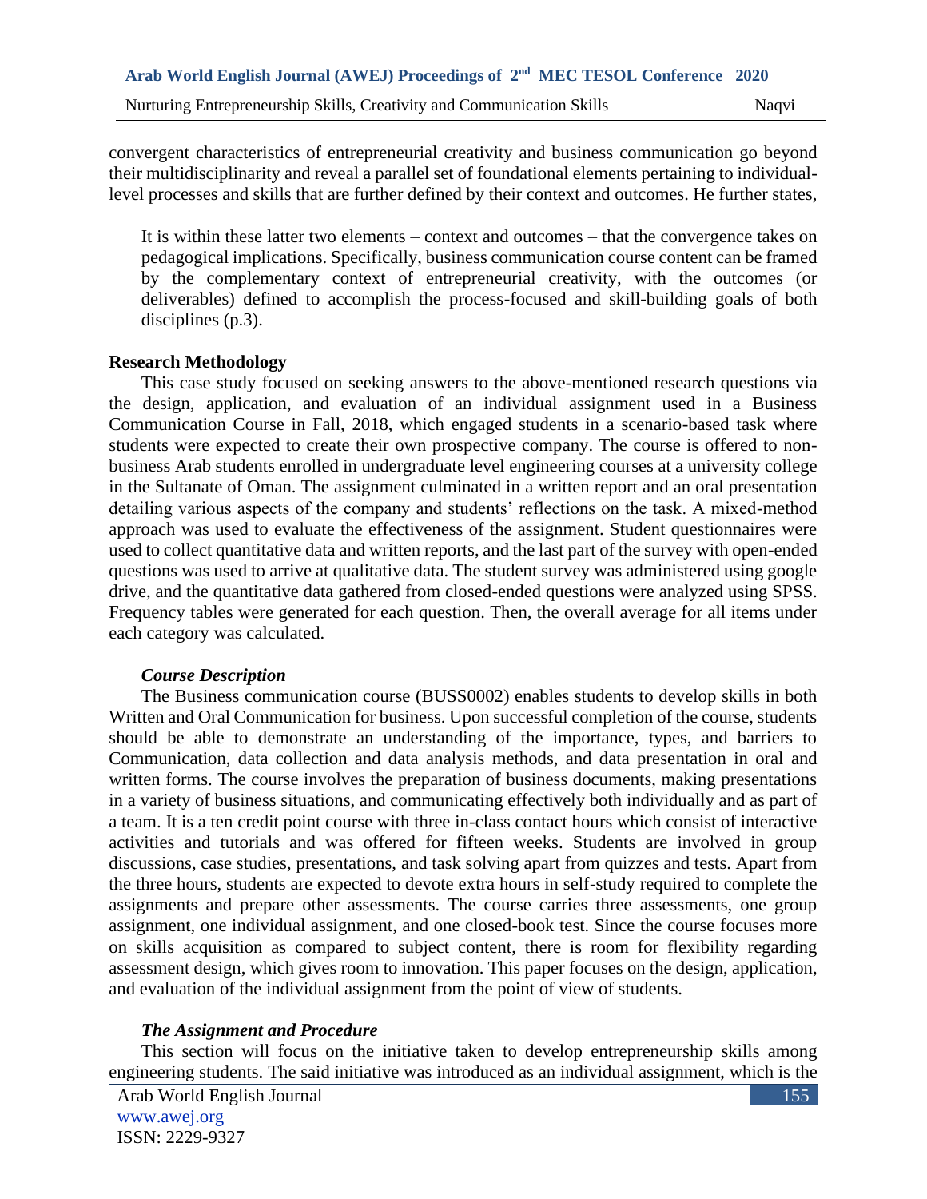convergent characteristics of entrepreneurial creativity and business communication go beyond their multidisciplinarity and reveal a parallel set of foundational elements pertaining to individual-level processes and skills that are further defined by their context and outcomes. He further states,

> It is within these latter two elements – context and outcomes – that the convergence takes on pedagogical implications. Specifically, business communication course content can be framed by the complementary context of entrepreneurial creativity, with the outcomes (or deliverables) defined to accomplish the process-focused and skill-building goals of both disciplines (p.3).

## Research Methodology

This case study focused on seeking answers to the above-mentioned research questions via the design, application, and evaluation of an individual assignment used in a Business Communication Course in Fall, 2018, which engaged students in a scenario-based task where students were expected to create their own prospective company. The course is offered to non-business Arab students enrolled in undergraduate level engineering courses at a university college in the Sultanate of Oman. The assignment culminated in a written report and an oral presentation detailing various aspects of the company and students' reflections on the task. A mixed-method approach was used to evaluate the effectiveness of the assignment. Student questionnaires were used to collect quantitative data and written reports, and the last part of the survey with open-ended questions was used to arrive at qualitative data. The student survey was administered using google drive, and the quantitative data gathered from closed-ended questions were analyzed using SPSS. Frequency tables were generated for each question. Then, the overall average for all items under each category was calculated.

### *Course Description*

The Business communication course (BUSS0002) enables students to develop skills in both Written and Oral Communication for business. Upon successful completion of the course, students should be able to demonstrate an understanding of the importance, types, and barriers to Communication, data collection and data analysis methods, and data presentation in oral and written forms. The course involves the preparation of business documents, making presentations in a variety of business situations, and communicating effectively both individually and as part of a team. It is a ten credit point course with three in-class contact hours which consist of interactive activities and tutorials and was offered for fifteen weeks. Students are involved in group discussions, case studies, presentations, and task solving apart from quizzes and tests. Apart from the three hours, students are expected to devote extra hours in self-study required to complete the assignments and prepare other assessments. The course carries three assessments, one group assignment, one individual assignment, and one closed-book test. Since the course focuses more on skills acquisition as compared to subject content, there is room for flexibility regarding assessment design, which gives room to innovation. This paper focuses on the design, application, and evaluation of the individual assignment from the point of view of students.

### *The Assignment and Procedure*

This section will focus on the initiative taken to develop entrepreneurship skills among engineering students. The said initiative was introduced as an individual assignment, which is the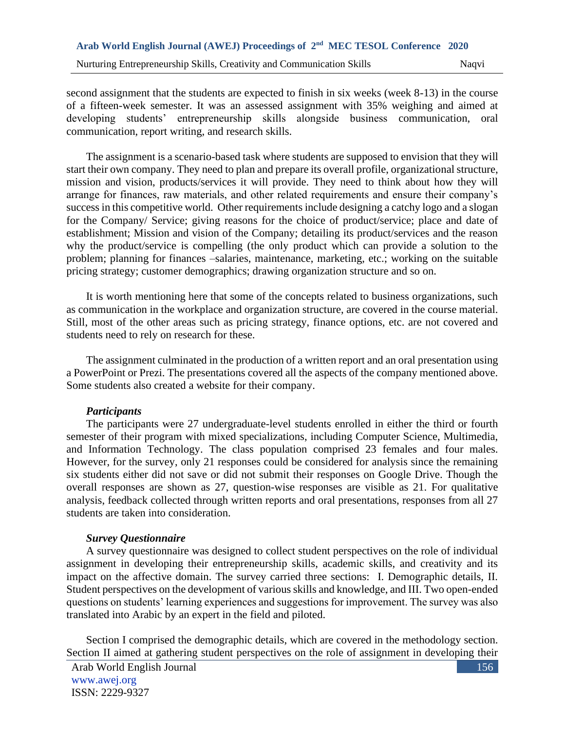second assignment that the students are expected to finish in six weeks (week 8-13) in the course of a fifteen-week semester. It was an assessed assignment with 35% weighing and aimed at developing students' entrepreneurship skills alongside business communication, oral communication, report writing, and research skills.

The assignment is a scenario-based task where students are supposed to envision that they will start their own company. They need to plan and prepare its overall profile, organizational structure, mission and vision, products/services it will provide. They need to think about how they will arrange for finances, raw materials, and other related requirements and ensure their company's success in this competitive world. Other requirements include designing a catchy logo and a slogan for the Company/ Service; giving reasons for the choice of product/service; place and date of establishment; Mission and vision of the Company; detailing its product/services and the reason why the product/service is compelling (the only product which can provide a solution to the problem; planning for finances –salaries, maintenance, marketing, etc.; working on the suitable pricing strategy; customer demographics; drawing organization structure and so on.

It is worth mentioning here that some of the concepts related to business organizations, such as communication in the workplace and organization structure, are covered in the course material. Still, most of the other areas such as pricing strategy, finance options, etc. are not covered and students need to rely on research for these.

The assignment culminated in the production of a written report and an oral presentation using a PowerPoint or Prezi. The presentations covered all the aspects of the company mentioned above. Some students also created a website for their company.

***Participants***

The participants were 27 undergraduate-level students enrolled in either the third or fourth semester of their program with mixed specializations, including Computer Science, Multimedia, and Information Technology. The class population comprised 23 females and four males. However, for the survey, only 21 responses could be considered for analysis since the remaining six students either did not save or did not submit their responses on Google Drive. Though the overall responses are shown as 27, question-wise responses are visible as 21. For qualitative analysis, feedback collected through written reports and oral presentations, responses from all 27 students are taken into consideration.

***Survey Questionnaire***

A survey questionnaire was designed to collect student perspectives on the role of individual assignment in developing their entrepreneurship skills, academic skills, and creativity and its impact on the affective domain. The survey carried three sections: I. Demographic details, II. Student perspectives on the development of various skills and knowledge, and III. Two open-ended questions on students' learning experiences and suggestions for improvement. The survey was also translated into Arabic by an expert in the field and piloted.

Section I comprised the demographic details, which are covered in the methodology section. Section II aimed at gathering student perspectives on the role of assignment in developing their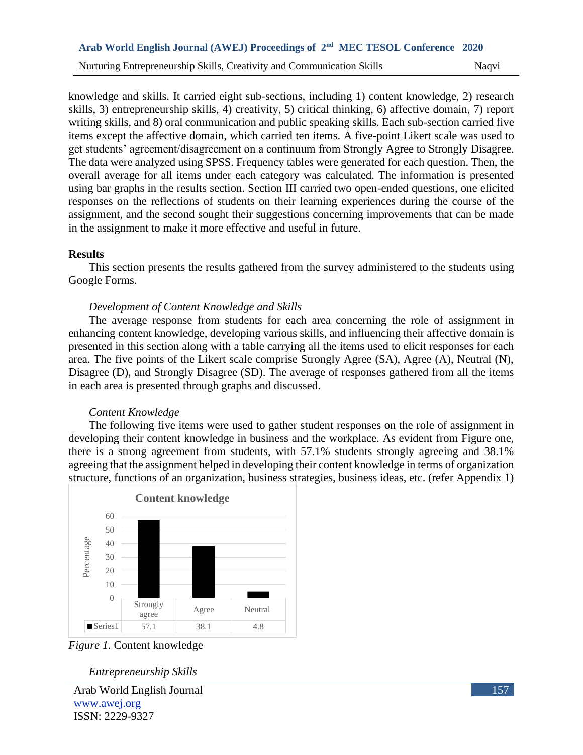knowledge and skills. It carried eight sub-sections, including 1) content knowledge, 2) research skills, 3) entrepreneurship skills, 4) creativity, 5) critical thinking, 6) affective domain, 7) report writing skills, and 8) oral communication and public speaking skills. Each sub-section carried five items except the affective domain, which carried ten items. A five-point Likert scale was used to get students' agreement/disagreement on a continuum from Strongly Agree to Strongly Disagree. The data were analyzed using SPSS. Frequency tables were generated for each question. Then, the overall average for all items under each category was calculated. The information is presented using bar graphs in the results section. Section III carried two open-ended questions, one elicited responses on the reflections of students on their learning experiences during the course of the assignment, and the second sought their suggestions concerning improvements that can be made in the assignment to make it more effective and useful in future.

## Results

This section presents the results gathered from the survey administered to the students using Google Forms.

### *Development of Content Knowledge and Skills*

The average response from students for each area concerning the role of assignment in enhancing content knowledge, developing various skills, and influencing their affective domain is presented in this section along with a table carrying all the items used to elicit responses for each area. The five points of the Likert scale comprise Strongly Agree (SA), Agree (A), Neutral (N), Disagree (D), and Strongly Disagree (SD). The average of responses gathered from all the items in each area is presented through graphs and discussed.

### *Content Knowledge*

The following five items were used to gather student responses on the role of assignment in developing their content knowledge in business and the workplace. As evident from Figure one, there is a strong agreement from students, with 57.1% students strongly agreeing and 38.1% agreeing that the assignment helped in developing their content knowledge in terms of organization structure, functions of an organization, business strategies, business ideas, etc. (refer Appendix 1)

**Content knowledge**

| | Strongly agree | Agree | Neutral |
|---|---|---|---|
| Series1 | 57.1 | 38.1 | 4.8 |

*Figure 1.* Content knowledge

### *Entrepreneurship Skills*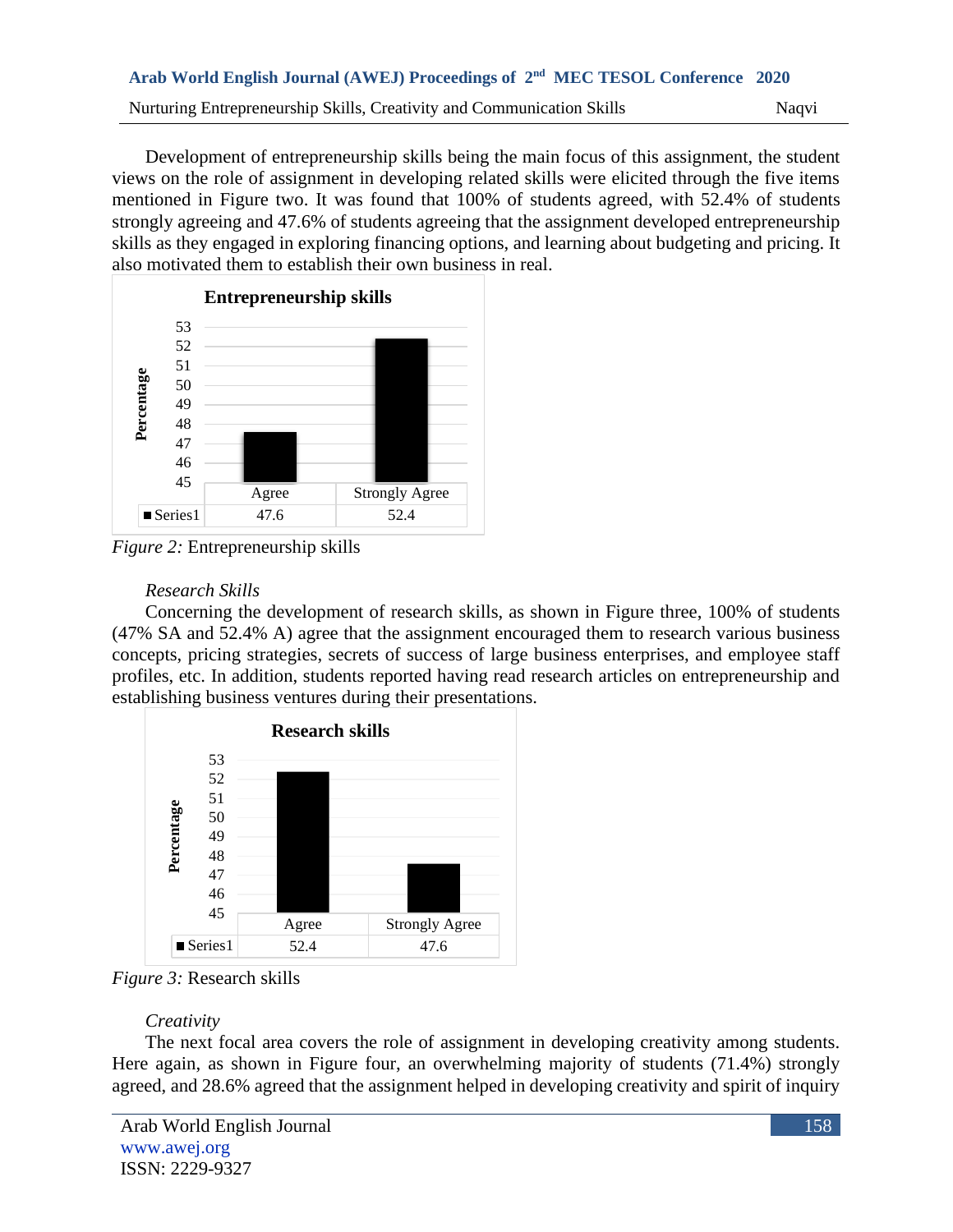Development of entrepreneurship skills being the main focus of this assignment, the student views on the role of assignment in developing related skills were elicited through the five items mentioned in Figure two. It was found that 100% of students agreed, with 52.4% of students strongly agreeing and 47.6% of students agreeing that the assignment developed entrepreneurship skills as they engaged in exploring financing options, and learning about budgeting and pricing. It also motivated them to establish their own business in real.

**Entrepreneurship skills**

| | Agree | Strongly Agree |
|---|---|---|
| Series1 | 47.6 | 52.4 |

*Figure 2:* Entrepreneurship skills

*Research Skills*

Concerning the development of research skills, as shown in Figure three, 100% of students (47% SA and 52.4% A) agree that the assignment encouraged them to research various business concepts, pricing strategies, secrets of success of large business enterprises, and employee staff profiles, etc. In addition, students reported having read research articles on entrepreneurship and establishing business ventures during their presentations.

**Research skills**

| | Agree | Strongly Agree |
|---|---|---|
| Series1 | 52.4 | 47.6 |

*Figure 3:* Research skills

*Creativity*

The next focal area covers the role of assignment in developing creativity among students. Here again, as shown in Figure four, an overwhelming majority of students (71.4%) strongly agreed, and 28.6% agreed that the assignment helped in developing creativity and spirit of inquiry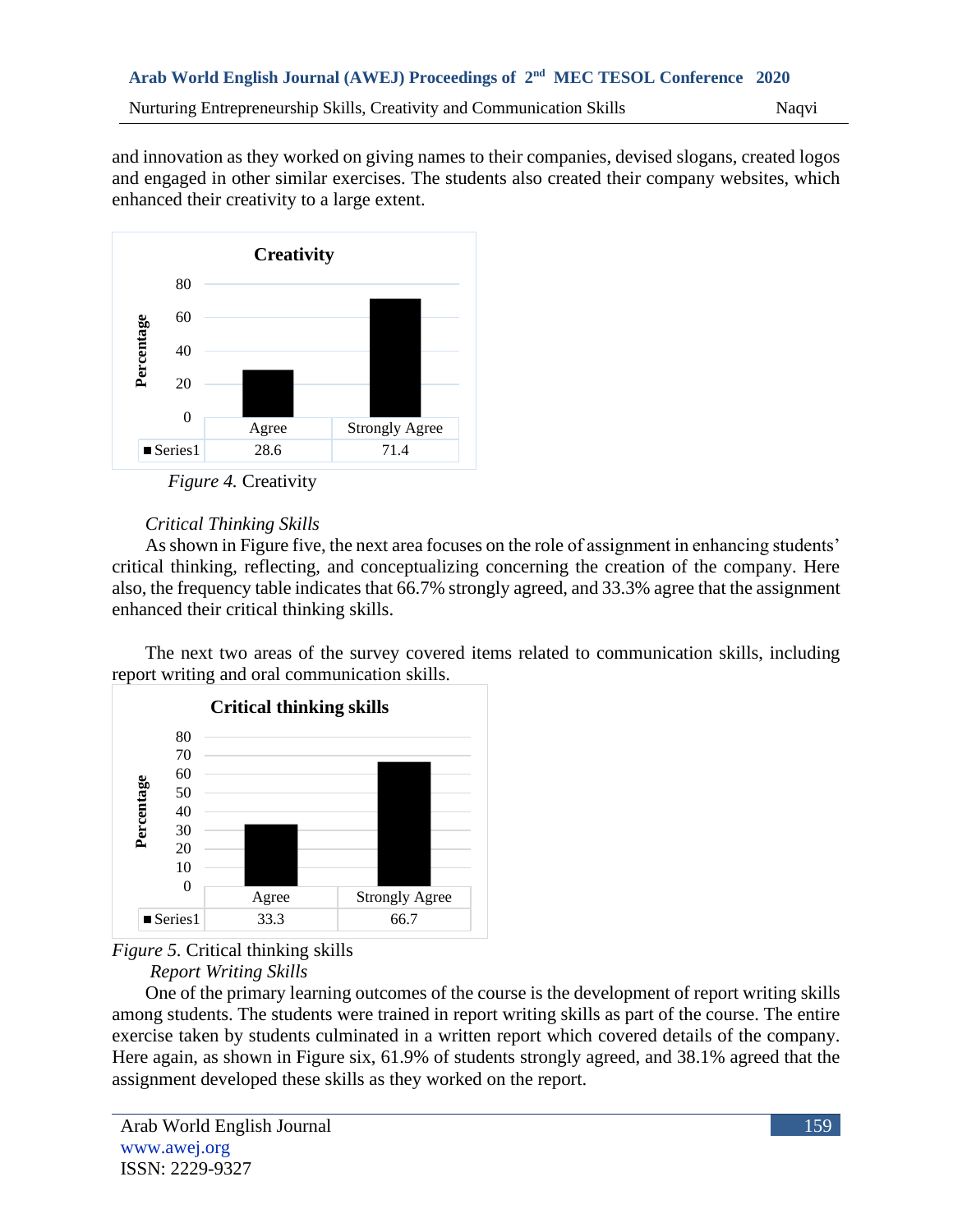and innovation as they worked on giving names to their companies, devised slogans, created logos and engaged in other similar exercises. The students also created their company websites, which enhanced their creativity to a large extent.

**Creativity**

| | Agree | Strongly Agree |
|---|---|---|
| Series1 | 28.6 | 71.4 |

*Figure 4.* Creativity

*Critical Thinking Skills*

As shown in Figure five, the next area focuses on the role of assignment in enhancing students' critical thinking, reflecting, and conceptualizing concerning the creation of the company. Here also, the frequency table indicates that 66.7% strongly agreed, and 33.3% agree that the assignment enhanced their critical thinking skills.

The next two areas of the survey covered items related to communication skills, including report writing and oral communication skills.

**Critical thinking skills**

| | Agree | Strongly Agree |
|---|---|---|
| Series1 | 33.3 | 66.7 |

*Figure 5.* Critical thinking skills

*Report Writing Skills*

One of the primary learning outcomes of the course is the development of report writing skills among students. The students were trained in report writing skills as part of the course. The entire exercise taken by students culminated in a written report which covered details of the company. Here again, as shown in Figure six, 61.9% of students strongly agreed, and 38.1% agreed that the assignment developed these skills as they worked on the report.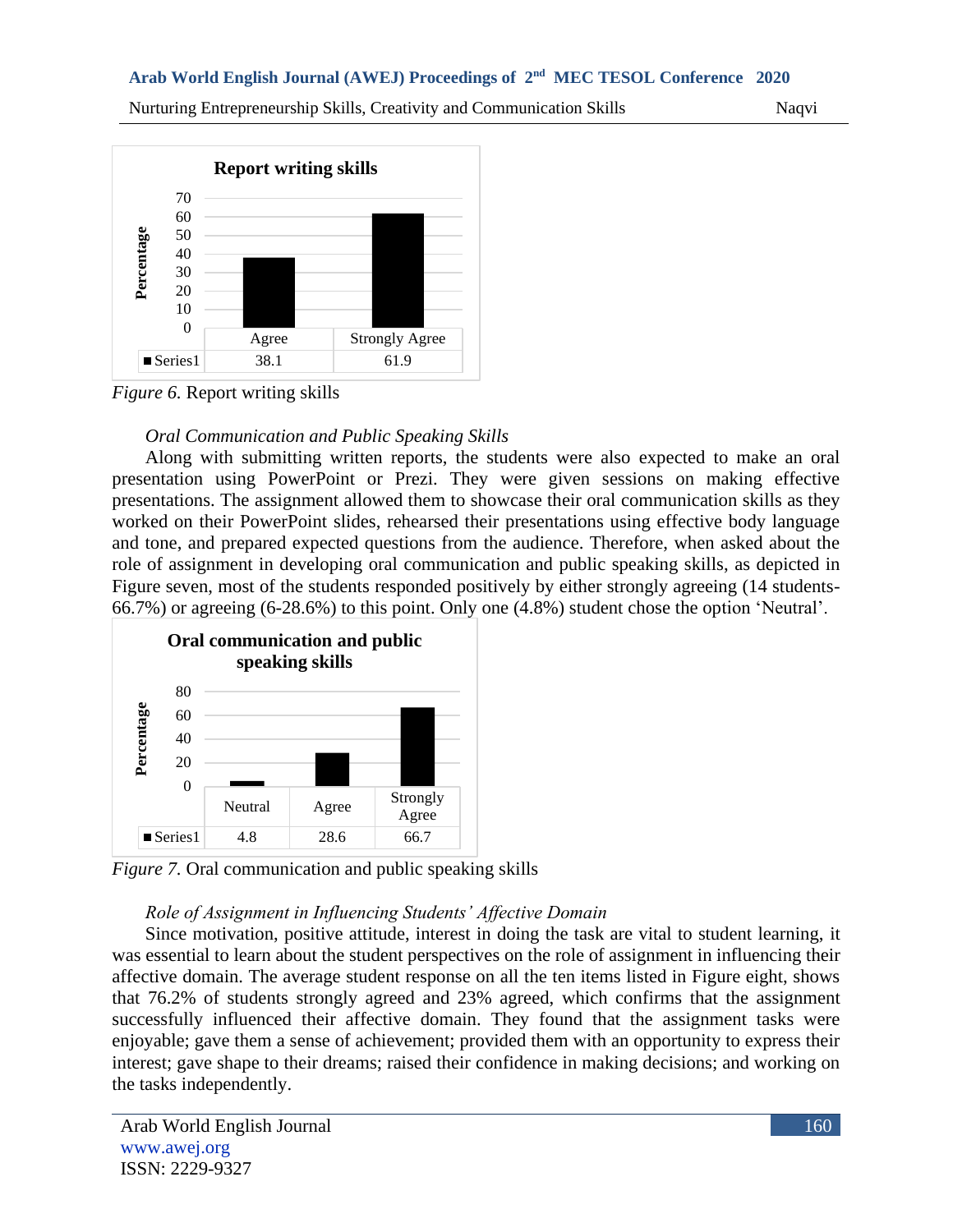**Report writing skills**

| | Agree | Strongly Agree |
|---|---|---|
| Series1 | 38.1 | 61.9 |

*Figure 6.* Report writing skills

*Oral Communication and Public Speaking Skills*

Along with submitting written reports, the students were also expected to make an oral presentation using PowerPoint or Prezi. They were given sessions on making effective presentations. The assignment allowed them to showcase their oral communication skills as they worked on their PowerPoint slides, rehearsed their presentations using effective body language and tone, and prepared expected questions from the audience. Therefore, when asked about the role of assignment in developing oral communication and public speaking skills, as depicted in Figure seven, most of the students responded positively by either strongly agreeing (14 students-66.7%) or agreeing (6-28.6%) to this point. Only one (4.8%) student chose the option 'Neutral'.

**Oral communication and public speaking skills**

| | Neutral | Agree | Strongly Agree |
|---|---|---|---|
| Series1 | 4.8 | 28.6 | 66.7 |

*Figure 7.* Oral communication and public speaking skills

*Role of Assignment in Influencing Students' Affective Domain*

Since motivation, positive attitude, interest in doing the task are vital to student learning, it was essential to learn about the student perspectives on the role of assignment in influencing their affective domain. The average student response on all the ten items listed in Figure eight, shows that 76.2% of students strongly agreed and 23% agreed, which confirms that the assignment successfully influenced their affective domain. They found that the assignment tasks were enjoyable; gave them a sense of achievement; provided them with an opportunity to express their interest; gave shape to their dreams; raised their confidence in making decisions; and working on the tasks independently.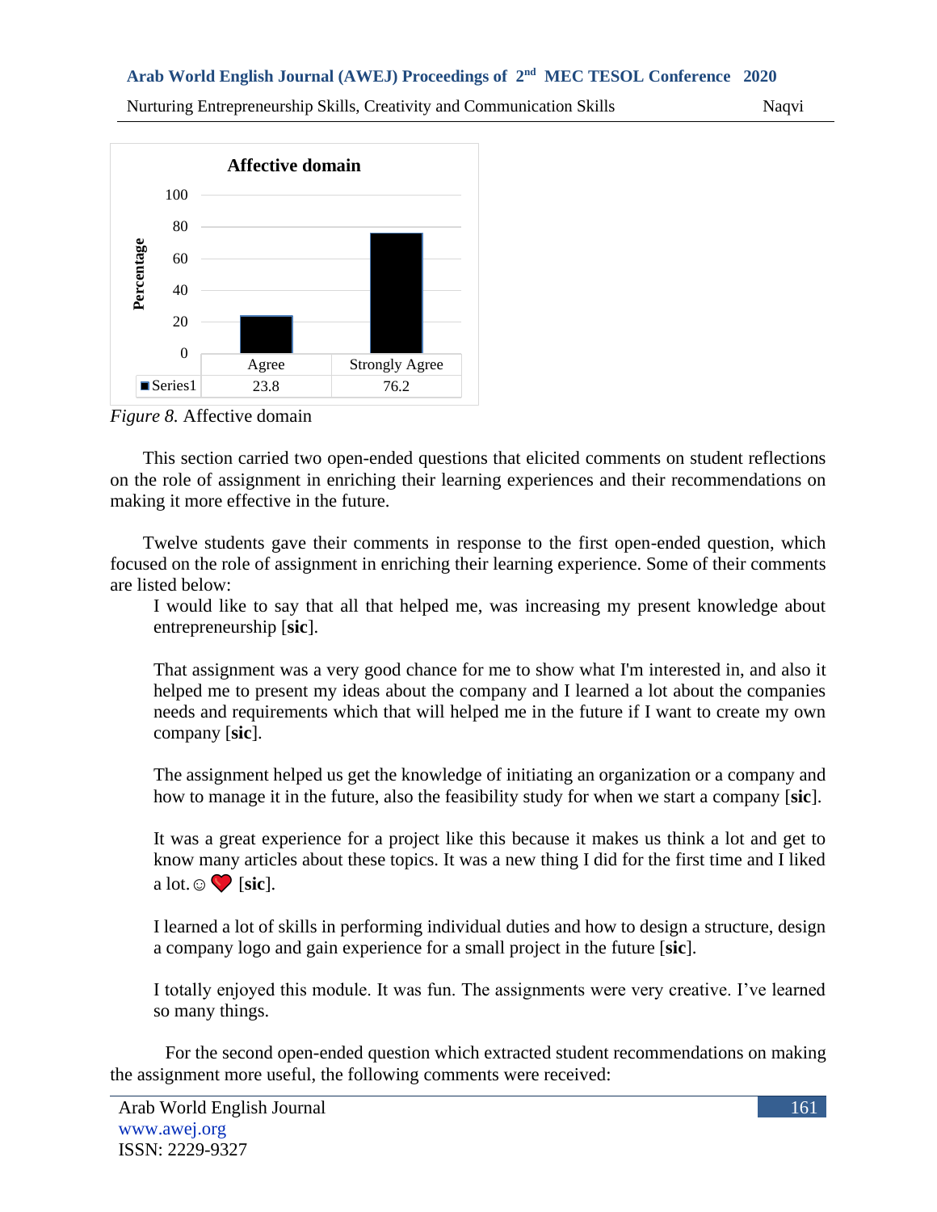| | Agree | Strongly Agree |
|---|---|---|
| Series1 | 23.8 | 76.2 |

*Figure 8.* Affective domain

This section carried two open-ended questions that elicited comments on student reflections on the role of assignment in enriching their learning experiences and their recommendations on making it more effective in the future.

Twelve students gave their comments in response to the first open-ended question, which focused on the role of assignment in enriching their learning experience. Some of their comments are listed below:

> I would like to say that all that helped me, was increasing my present knowledge about entrepreneurship [**sic**].
>
> That assignment was a very good chance for me to show what I'm interested in, and also it helped me to present my ideas about the company and I learned a lot about the companies needs and requirements which that will helped me in the future if I want to create my own company [**sic**].
>
> The assignment helped us get the knowledge of initiating an organization or a company and how to manage it in the future, also the feasibility study for when we start a company [**sic**].
>
> It was a great experience for a project like this because it makes us think a lot and get to know many articles about these topics. It was a new thing I did for the first time and I liked a lot. ☺ ❤️ [**sic**].
>
> I learned a lot of skills in performing individual duties and how to design a structure, design a company logo and gain experience for a small project in the future [**sic**].
>
> I totally enjoyed this module. It was fun. The assignments were very creative. I've learned so many things.

For the second open-ended question which extracted student recommendations on making the assignment more useful, the following comments were received: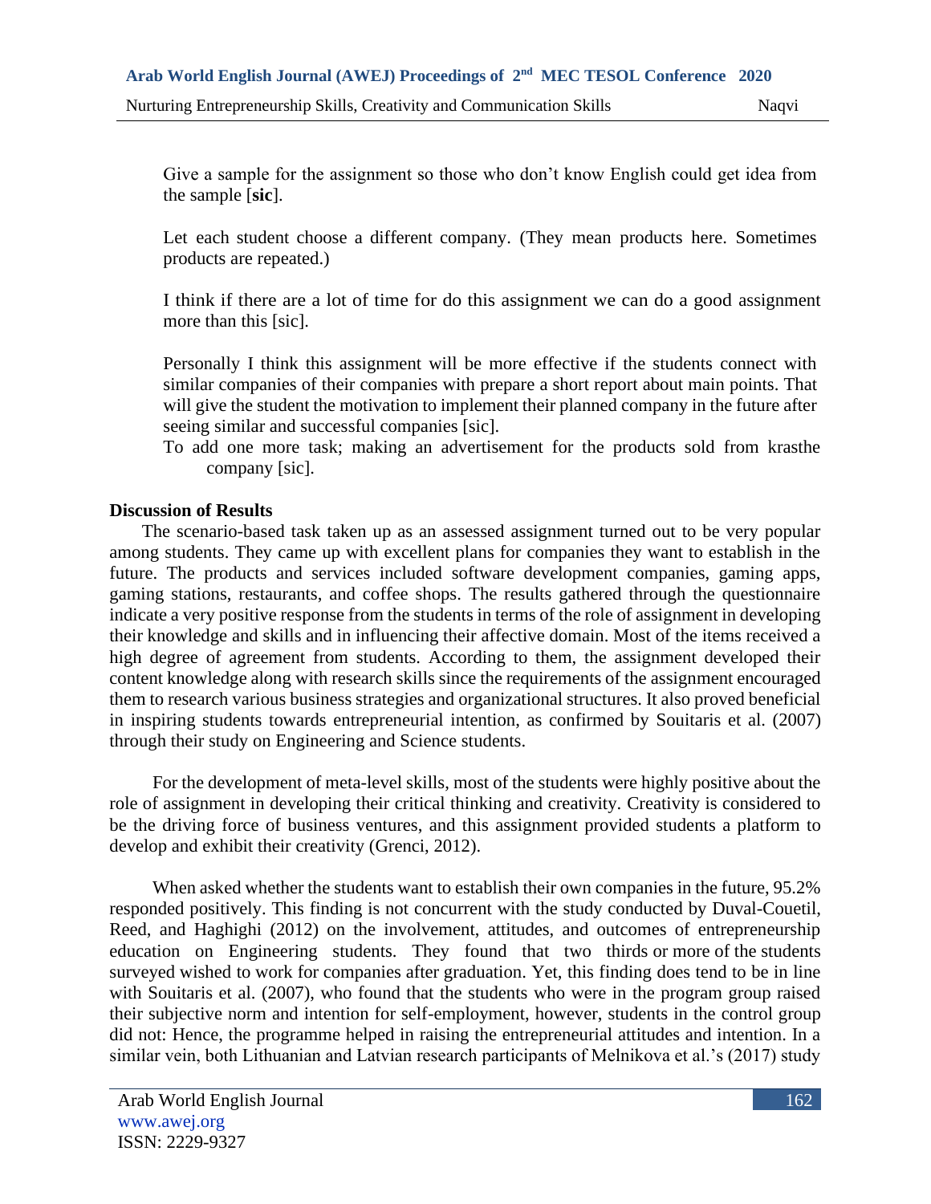Give a sample for the assignment so those who don't know English could get idea from the sample [**sic**].

Let each student choose a different company. (They mean products here. Sometimes products are repeated.)

I think if there are a lot of time for do this assignment we can do a good assignment more than this [sic].

Personally I think this assignment will be more effective if the students connect with similar companies of their companies with prepare a short report about main points. That will give the student the motivation to implement their planned company in the future after seeing similar and successful companies [sic].

To add one more task; making an advertisement for the products sold from krasthe company [sic].

**Discussion of Results**

The scenario-based task taken up as an assessed assignment turned out to be very popular among students. They came up with excellent plans for companies they want to establish in the future. The products and services included software development companies, gaming apps, gaming stations, restaurants, and coffee shops. The results gathered through the questionnaire indicate a very positive response from the students in terms of the role of assignment in developing their knowledge and skills and in influencing their affective domain. Most of the items received a high degree of agreement from students. According to them, the assignment developed their content knowledge along with research skills since the requirements of the assignment encouraged them to research various business strategies and organizational structures. It also proved beneficial in inspiring students towards entrepreneurial intention, as confirmed by Souitaris et al. (2007) through their study on Engineering and Science students.

For the development of meta-level skills, most of the students were highly positive about the role of assignment in developing their critical thinking and creativity. Creativity is considered to be the driving force of business ventures, and this assignment provided students a platform to develop and exhibit their creativity (Grenci, 2012).

When asked whether the students want to establish their own companies in the future, 95.2% responded positively. This finding is not concurrent with the study conducted by Duval-Couetil, Reed, and Haghighi (2012) on the involvement, attitudes, and outcomes of entrepreneurship education on Engineering students. They found that two thirds or more of the students surveyed wished to work for companies after graduation. Yet, this finding does tend to be in line with Souitaris et al. (2007), who found that the students who were in the program group raised their subjective norm and intention for self-employment, however, students in the control group did not: Hence, the programme helped in raising the entrepreneurial attitudes and intention. In a similar vein, both Lithuanian and Latvian research participants of Melnikova et al.'s (2017) study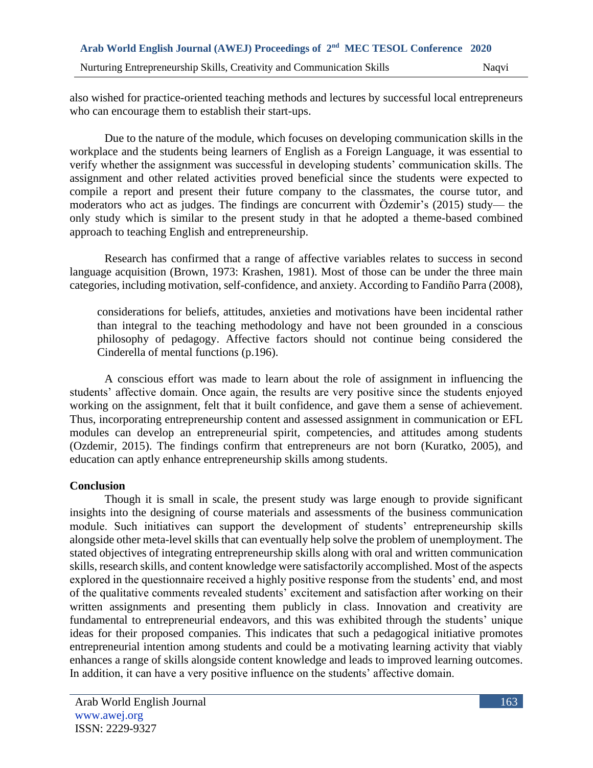also wished for practice-oriented teaching methods and lectures by successful local entrepreneurs who can encourage them to establish their start-ups.

Due to the nature of the module, which focuses on developing communication skills in the workplace and the students being learners of English as a Foreign Language, it was essential to verify whether the assignment was successful in developing students' communication skills. The assignment and other related activities proved beneficial since the students were expected to compile a report and present their future company to the classmates, the course tutor, and moderators who act as judges. The findings are concurrent with Özdemir's (2015) study— the only study which is similar to the present study in that he adopted a theme-based combined approach to teaching English and entrepreneurship.

Research has confirmed that a range of affective variables relates to success in second language acquisition (Brown, 1973: Krashen, 1981). Most of those can be under the three main categories, including motivation, self-confidence, and anxiety. According to Fandiño Parra (2008),

> considerations for beliefs, attitudes, anxieties and motivations have been incidental rather than integral to the teaching methodology and have not been grounded in a conscious philosophy of pedagogy. Affective factors should not continue being considered the Cinderella of mental functions (p.196).

A conscious effort was made to learn about the role of assignment in influencing the students' affective domain. Once again, the results are very positive since the students enjoyed working on the assignment, felt that it built confidence, and gave them a sense of achievement. Thus, incorporating entrepreneurship content and assessed assignment in communication or EFL modules can develop an entrepreneurial spirit, competencies, and attitudes among students (Ozdemir, 2015). The findings confirm that entrepreneurs are not born (Kuratko, 2005), and education can aptly enhance entrepreneurship skills among students.

## Conclusion

Though it is small in scale, the present study was large enough to provide significant insights into the designing of course materials and assessments of the business communication module. Such initiatives can support the development of students' entrepreneurship skills alongside other meta-level skills that can eventually help solve the problem of unemployment. The stated objectives of integrating entrepreneurship skills along with oral and written communication skills, research skills, and content knowledge were satisfactorily accomplished. Most of the aspects explored in the questionnaire received a highly positive response from the students' end, and most of the qualitative comments revealed students' excitement and satisfaction after working on their written assignments and presenting them publicly in class. Innovation and creativity are fundamental to entrepreneurial endeavors, and this was exhibited through the students' unique ideas for their proposed companies. This indicates that such a pedagogical initiative promotes entrepreneurial intention among students and could be a motivating learning activity that viably enhances a range of skills alongside content knowledge and leads to improved learning outcomes. In addition, it can have a very positive influence on the students' affective domain.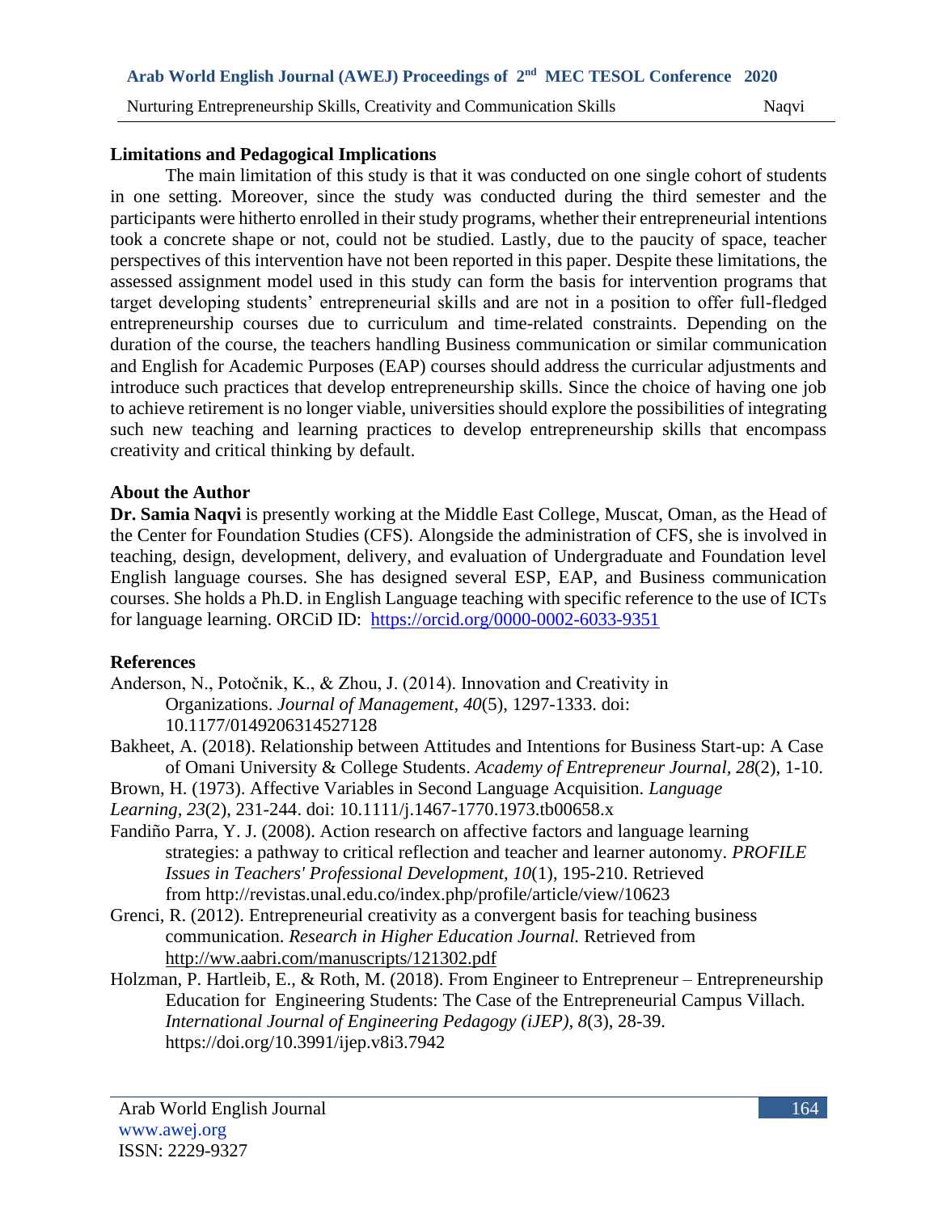## Limitations and Pedagogical Implications

The main limitation of this study is that it was conducted on one single cohort of students in one setting. Moreover, since the study was conducted during the third semester and the participants were hitherto enrolled in their study programs, whether their entrepreneurial intentions took a concrete shape or not, could not be studied. Lastly, due to the paucity of space, teacher perspectives of this intervention have not been reported in this paper. Despite these limitations, the assessed assignment model used in this study can form the basis for intervention programs that target developing students' entrepreneurial skills and are not in a position to offer full-fledged entrepreneurship courses due to curriculum and time-related constraints. Depending on the duration of the course, the teachers handling Business communication or similar communication and English for Academic Purposes (EAP) courses should address the curricular adjustments and introduce such practices that develop entrepreneurship skills. Since the choice of having one job to achieve retirement is no longer viable, universities should explore the possibilities of integrating such new teaching and learning practices to develop entrepreneurship skills that encompass creativity and critical thinking by default.

## About the Author

**Dr. Samia Naqvi** is presently working at the Middle East College, Muscat, Oman, as the Head of the Center for Foundation Studies (CFS). Alongside the administration of CFS, she is involved in teaching, design, development, delivery, and evaluation of Undergraduate and Foundation level English language courses. She has designed several ESP, EAP, and Business communication courses. She holds a Ph.D. in English Language teaching with specific reference to the use of ICTs for language learning. ORCiD ID: https://orcid.org/0000-0002-6033-9351

## References

Anderson, N., Potočnik, K., & Zhou, J. (2014). Innovation and Creativity in Organizations. *Journal of Management*, *40*(5), 1297-1333. doi: 10.1177/0149206314527128

Bakheet, A. (2018). Relationship between Attitudes and Intentions for Business Start-up: A Case of Omani University & College Students. *Academy of Entrepreneur Journal*, *28*(2), 1-10.

Brown, H. (1973). Affective Variables in Second Language Acquisition. *Language Learning*, *23*(2), 231-244. doi: 10.1111/j.1467-1770.1973.tb00658.x

Fandiño Parra, Y. J. (2008). Action research on affective factors and language learning strategies: a pathway to critical reflection and teacher and learner autonomy. *PROFILE Issues in Teachers' Professional Development*, *10*(1), 195-210. Retrieved from http://revistas.unal.edu.co/index.php/profile/article/view/10623

Grenci, R. (2012). Entrepreneurial creativity as a convergent basis for teaching business communication. *Research in Higher Education Journal.* Retrieved from http://ww.aabri.com/manuscripts/121302.pdf

Holzman, P. Hartleib, E., & Roth, M. (2018). From Engineer to Entrepreneur – Entrepreneurship Education for Engineering Students: The Case of the Entrepreneurial Campus Villach. *International Journal of Engineering Pedagogy (iJEP)*, *8*(3), 28-39. https://doi.org/10.3991/ijep.v8i3.7942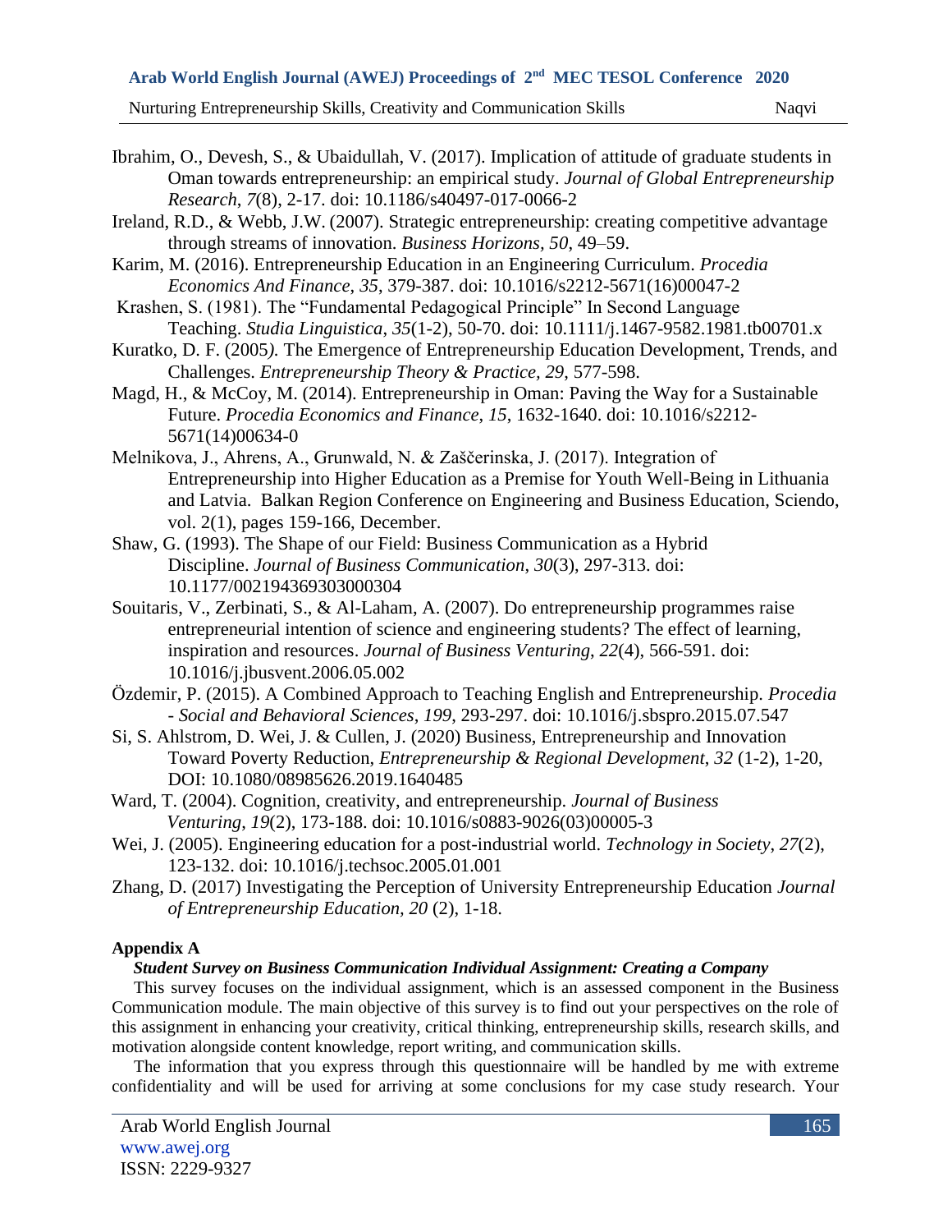Ibrahim, O., Devesh, S., & Ubaidullah, V. (2017). Implication of attitude of graduate students in Oman towards entrepreneurship: an empirical study. *Journal of Global Entrepreneurship Research*, *7*(8), 2-17. doi: 10.1186/s40497-017-0066-2

Ireland, R.D., & Webb, J.W. (2007). Strategic entrepreneurship: creating competitive advantage through streams of innovation. *Business Horizons*, *50*, 49–59.

Karim, M. (2016). Entrepreneurship Education in an Engineering Curriculum. *Procedia Economics And Finance*, *35*, 379-387. doi: 10.1016/s2212-5671(16)00047-2

Krashen, S. (1981). The "Fundamental Pedagogical Principle" In Second Language Teaching. *Studia Linguistica*, *35*(1-2), 50-70. doi: 10.1111/j.1467-9582.1981.tb00701.x

Kuratko, D. F. (2005*).* The Emergence of Entrepreneurship Education Development, Trends, and Challenges. *Entrepreneurship Theory & Practice*, *29*, 577-598.

Magd, H., & McCoy, M. (2014). Entrepreneurship in Oman: Paving the Way for a Sustainable Future. *Procedia Economics and Finance*, *15*, 1632-1640. doi: 10.1016/s2212-5671(14)00634-0

Melnikova, J., Ahrens, A., Grunwald, N. & Zaščerinska, J. (2017). Integration of Entrepreneurship into Higher Education as a Premise for Youth Well-Being in Lithuania and Latvia. Balkan Region Conference on Engineering and Business Education, Sciendo, vol. 2(1), pages 159-166, December.

Shaw, G. (1993). The Shape of our Field: Business Communication as a Hybrid Discipline. *Journal of Business Communication*, *30*(3), 297-313. doi: 10.1177/002194369303000304

Souitaris, V., Zerbinati, S., & Al-Laham, A. (2007). Do entrepreneurship programmes raise entrepreneurial intention of science and engineering students? The effect of learning, inspiration and resources. *Journal of Business Venturing*, *22*(4), 566-591. doi: 10.1016/j.jbusvent.2006.05.002

Özdemir, P. (2015). A Combined Approach to Teaching English and Entrepreneurship. *Procedia - Social and Behavioral Sciences*, *199*, 293-297. doi: 10.1016/j.sbspro.2015.07.547

Si, S. Ahlstrom, D. Wei, J. & Cullen, J. (2020) Business, Entrepreneurship and Innovation Toward Poverty Reduction, *Entrepreneurship & Regional Development*, *32* (1-2), 1-20, DOI: 10.1080/08985626.2019.1640485

Ward, T. (2004). Cognition, creativity, and entrepreneurship. *Journal of Business Venturing*, *19*(2), 173-188. doi: 10.1016/s0883-9026(03)00005-3

Wei, J. (2005). Engineering education for a post-industrial world. *Technology in Society*, *27*(2), 123-132. doi: 10.1016/j.techsoc.2005.01.001

Zhang, D. (2017) Investigating the Perception of University Entrepreneurship Education *Journal of Entrepreneurship Education*, *20* (2), 1-18.

**Appendix A**

***Student Survey on Business Communication Individual Assignment: Creating a Company***

This survey focuses on the individual assignment, which is an assessed component in the Business Communication module. The main objective of this survey is to find out your perspectives on the role of this assignment in enhancing your creativity, critical thinking, entrepreneurship skills, research skills, and motivation alongside content knowledge, report writing, and communication skills.

The information that you express through this questionnaire will be handled by me with extreme confidentiality and will be used for arriving at some conclusions for my case study research. Your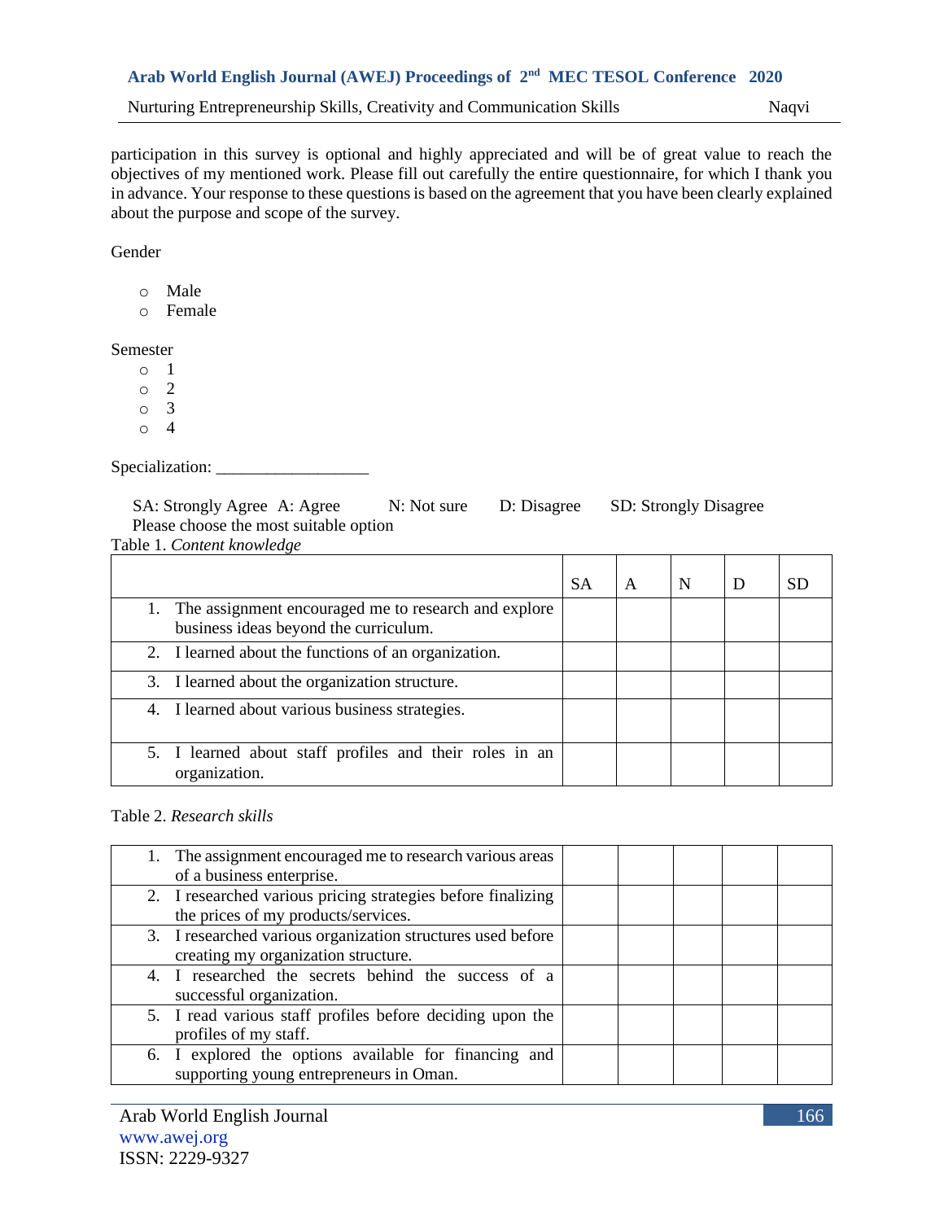participation in this survey is optional and highly appreciated and will be of great value to reach the objectives of my mentioned work. Please fill out carefully the entire questionnaire, for which I thank you in advance. Your response to these questions is based on the agreement that you have been clearly explained about the purpose and scope of the survey.

Gender

- Male
- Female

Semester

- 1
- 2
- 3
- 4

Specialization: __________________

SA: Strongly Agree A: Agree N: Not sure D: Disagree SD: Strongly Disagree
Please choose the most suitable option

Table 1. *Content knowledge*

| | SA | A | N | D | SD |
|---|---|---|---|---|---|
| 1. The assignment encouraged me to research and explore business ideas beyond the curriculum. | | | | | |
| 2. I learned about the functions of an organization. | | | | | |
| 3. I learned about the organization structure. | | | | | |
| 4. I learned about various business strategies. | | | | | |
| 5. I learned about staff profiles and their roles in an organization. | | | | | |

Table 2. *Research skills*

| | | | | | |
|---|---|---|---|---|---|
| 1. The assignment encouraged me to research various areas of a business enterprise. | | | | | |
| 2. I researched various pricing strategies before finalizing the prices of my products/services. | | | | | |
| 3. I researched various organization structures used before creating my organization structure. | | | | | |
| 4. I researched the secrets behind the success of a successful organization. | | | | | |
| 5. I read various staff profiles before deciding upon the profiles of my staff. | | | | | |
| 6. I explored the options available for financing and supporting young entrepreneurs in Oman. | | | | | |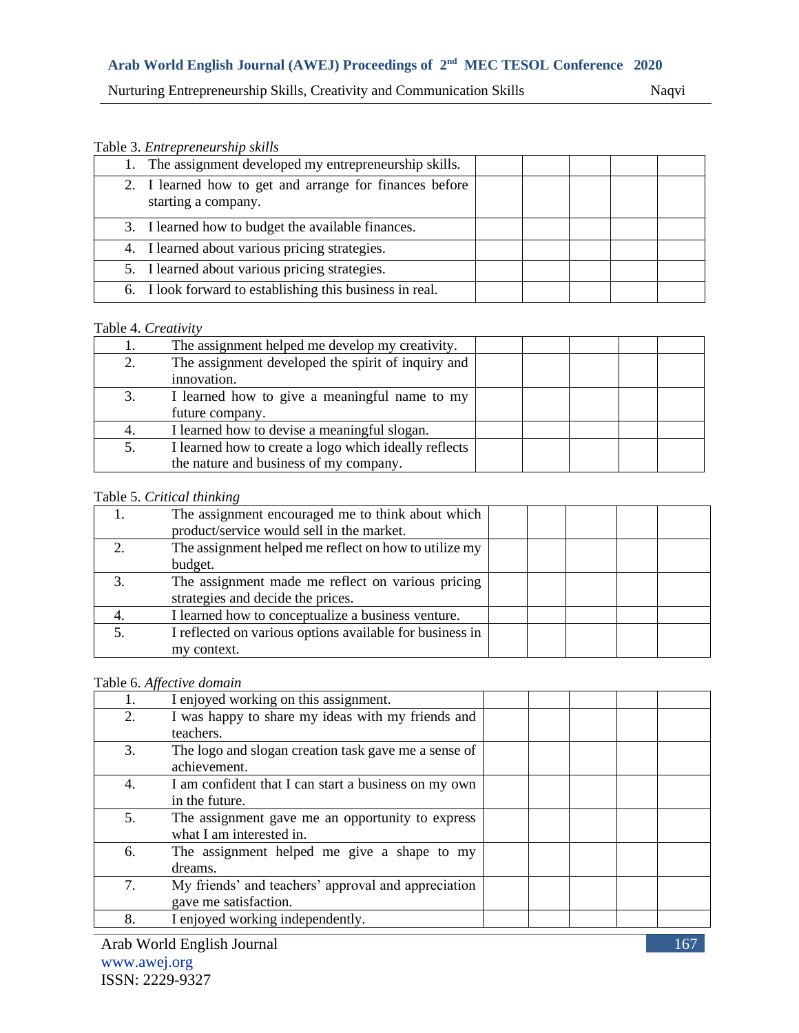Table 3. *Entrepreneurship skills*

| | | | | | |
|---|---|---|---|---|---|
| 1. The assignment developed my entrepreneurship skills. | | | | | |
| 2. I learned how to get and arrange for finances before starting a company. | | | | | |
| 3. I learned how to budget the available finances. | | | | | |
| 4. I learned about various pricing strategies. | | | | | |
| 5. I learned about various pricing strategies. | | | | | |
| 6. I look forward to establishing this business in real. | | | | | |

Table 4. *Creativity*

| | | | | | | |
|---|---|---|---|---|---|---|
| 1. | The assignment helped me develop my creativity. | | | | | |
| 2. | The assignment developed the spirit of inquiry and innovation. | | | | | |
| 3. | I learned how to give a meaningful name to my future company. | | | | | |
| 4. | I learned how to devise a meaningful slogan. | | | | | |
| 5. | I learned how to create a logo which ideally reflects the nature and business of my company. | | | | | |

Table 5. *Critical thinking*

| | | | | | | |
|---|---|---|---|---|---|---|
| 1. | The assignment encouraged me to think about which product/service would sell in the market. | | | | | |
| 2. | The assignment helped me reflect on how to utilize my budget. | | | | | |
| 3. | The assignment made me reflect on various pricing strategies and decide the prices. | | | | | |
| 4. | I learned how to conceptualize a business venture. | | | | | |
| 5. | I reflected on various options available for business in my context. | | | | | |

Table 6. *Affective domain*

| | | | | | | |
|---|---|---|---|---|---|---|
| 1. | I enjoyed working on this assignment. | | | | | |
| 2. | I was happy to share my ideas with my friends and teachers. | | | | | |
| 3. | The logo and slogan creation task gave me a sense of achievement. | | | | | |
| 4. | I am confident that I can start a business on my own in the future. | | | | | |
| 5. | The assignment gave me an opportunity to express what I am interested in. | | | | | |
| 6. | The assignment helped me give a shape to my dreams. | | | | | |
| 7. | My friends' and teachers' approval and appreciation gave me satisfaction. | | | | | |
| 8. | I enjoyed working independently. | | | | | |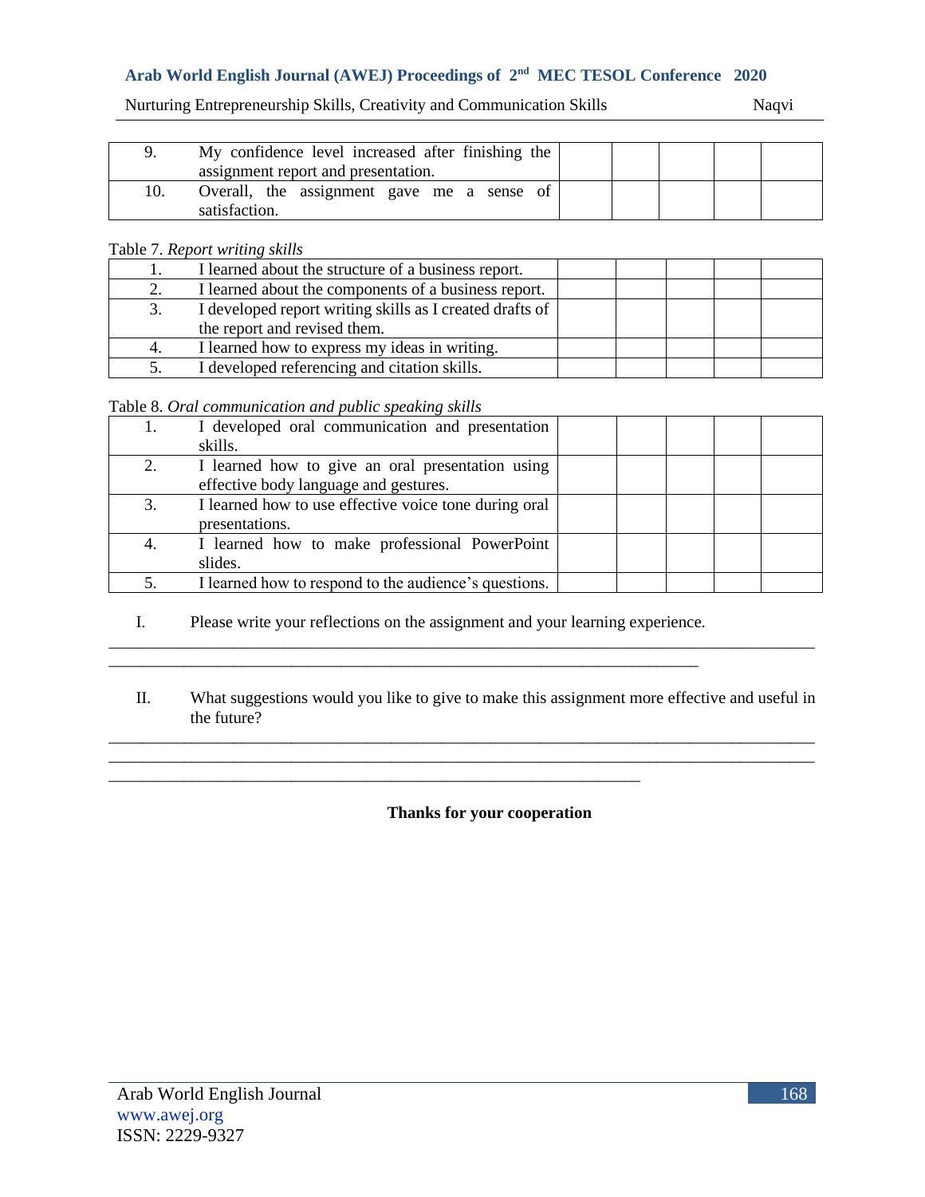| | | | | | | |
|---|---|---|---|---|---|---|
| 9. | My confidence level increased after finishing the assignment report and presentation. | | | | | |
| 10. | Overall, the assignment gave me a sense of satisfaction. | | | | | |

Table 7. *Report writing skills*

| | | | | | | |
|---|---|---|---|---|---|---|
| 1. | I learned about the structure of a business report. | | | | | |
| 2. | I learned about the components of a business report. | | | | | |
| 3. | I developed report writing skills as I created drafts of the report and revised them. | | | | | |
| 4. | I learned how to express my ideas in writing. | | | | | |
| 5. | I developed referencing and citation skills. | | | | | |

Table 8. *Oral communication and public speaking skills*

| | | | | | | |
|---|---|---|---|---|---|---|
| 1. | I developed oral communication and presentation skills. | | | | | |
| 2. | I learned how to give an oral presentation using effective body language and gestures. | | | | | |
| 3. | I learned how to use effective voice tone during oral presentations. | | | | | |
| 4. | I learned how to make professional PowerPoint slides. | | | | | |
| 5. | I learned how to respond to the audience's questions. | | | | | |

I. Please write your reflections on the assignment and your learning experience.

______________________________________________________________________________
_________________________________________________________________

II. What suggestions would you like to give to make this assignment more effective and useful in the future?

______________________________________________________________________________
______________________________________________________________________________
___________________________________________________________

**Thanks for your cooperation**